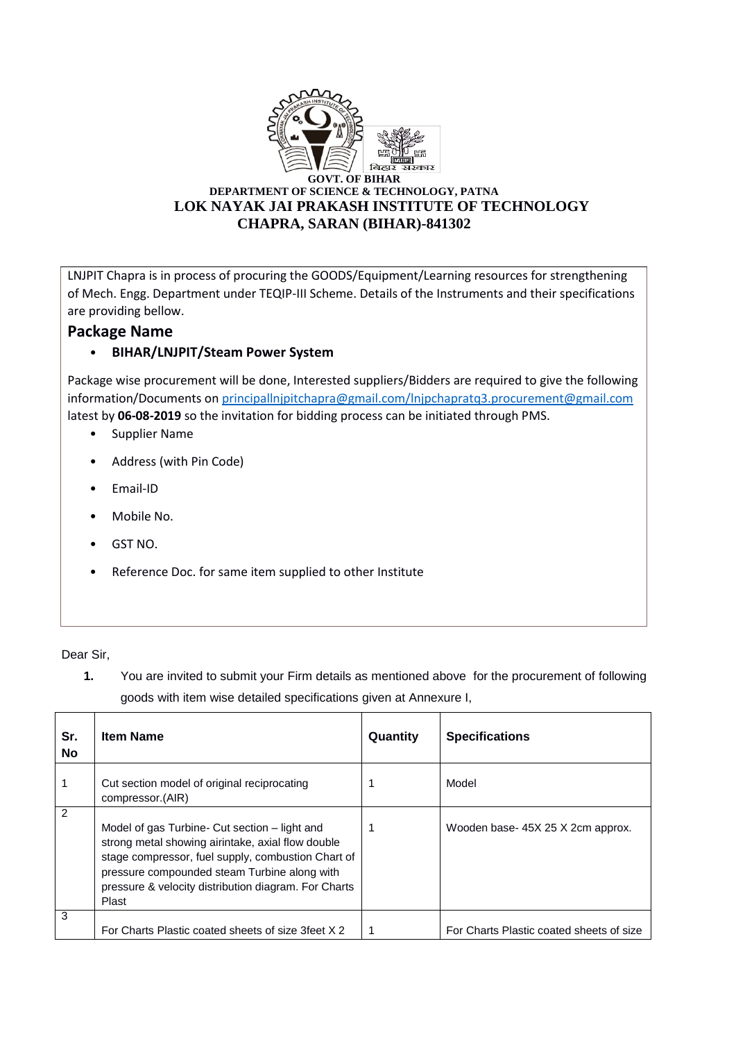**GOVT. OF BIHAR**
**DEPARTMENT OF SCIENCE & TECHNOLOGY, PATNA**
**LOK NAYAK JAI PRAKASH INSTITUTE OF TECHNOLOGY**
**CHAPRA, SARAN (BIHAR)-841302**

LNJPIT Chapra is in process of procuring the GOODS/Equipment/Learning resources for strengthening of Mech. Engg. Department under TEQIP-III Scheme. Details of the Instruments and their specifications are providing bellow.

## Package Name

- **BIHAR/LNJPIT/Steam Power System**

Package wise procurement will be done, Interested suppliers/Bidders are required to give the following information/Documents on principallnjpitchapra@gmail.com/lnjpchapratq3.procurement@gmail.com latest by **06-08-2019** so the invitation for bidding process can be initiated through PMS.

- Supplier Name
- Address (with Pin Code)
- Email-ID
- Mobile No.
- GST NO.
- Reference Doc. for same item supplied to other Institute

Dear Sir,

1. You are invited to submit your Firm details as mentioned above for the procurement of following goods with item wise detailed specifications given at Annexure I,

| Sr. No | Item Name | Quantity | Specifications |
|---|---|---|---|
| 1 | Cut section model of original reciprocating compressor.(AIR) | 1 | Model |
| 2 | Model of gas Turbine- Cut section – light and strong metal showing airintake, axial flow double stage compressor, fuel supply, combustion Chart of pressure compounded steam Turbine along with pressure & velocity distribution diagram. For Charts Plast | 1 | Wooden base- 45X 25 X 2cm approx. |
| 3 | For Charts Plastic coated sheets of size 3feet X 2 | 1 | For Charts Plastic coated sheets of size |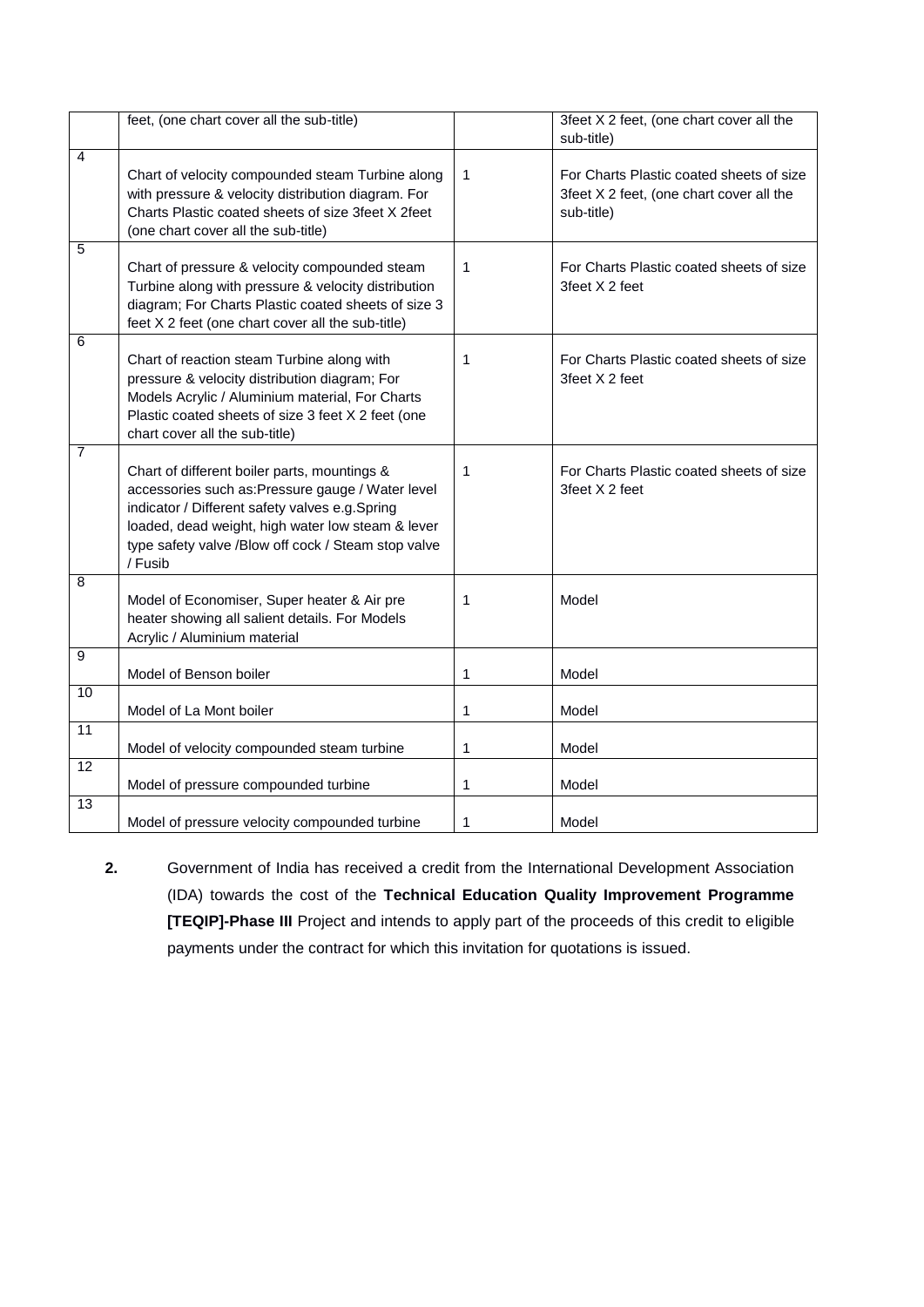| | | | |
|---|---|---|---|
| | feet, (one chart cover all the sub-title) | | 3feet X 2 feet, (one chart cover all the sub-title) |
| 4 | Chart of velocity compounded steam Turbine along with pressure & velocity distribution diagram. For Charts Plastic coated sheets of size 3feet X 2feet (one chart cover all the sub-title) | 1 | For Charts Plastic coated sheets of size 3feet X 2 feet, (one chart cover all the sub-title) |
| 5 | Chart of pressure & velocity compounded steam Turbine along with pressure & velocity distribution diagram; For Charts Plastic coated sheets of size 3 feet X 2 feet (one chart cover all the sub-title) | 1 | For Charts Plastic coated sheets of size 3feet X 2 feet |
| 6 | Chart of reaction steam Turbine along with pressure & velocity distribution diagram; For Models Acrylic / Aluminium material, For Charts Plastic coated sheets of size 3 feet X 2 feet (one chart cover all the sub-title) | 1 | For Charts Plastic coated sheets of size 3feet X 2 feet |
| 7 | Chart of different boiler parts, mountings & accessories such as:Pressure gauge / Water level indicator / Different safety valves e.g.Spring loaded, dead weight, high water low steam & lever type safety valve /Blow off cock / Steam stop valve / Fusib | 1 | For Charts Plastic coated sheets of size 3feet X 2 feet |
| 8 | Model of Economiser, Super heater & Air pre heater showing all salient details. For Models Acrylic / Aluminium material | 1 | Model |
| 9 | Model of Benson boiler | 1 | Model |
| 10 | Model of La Mont boiler | 1 | Model |
| 11 | Model of velocity compounded steam turbine | 1 | Model |
| 12 | Model of pressure compounded turbine | 1 | Model |
| 13 | Model of pressure velocity compounded turbine | 1 | Model |

**2.** Government of India has received a credit from the International Development Association (IDA) towards the cost of the **Technical Education Quality Improvement Programme [TEQIP]-Phase III** Project and intends to apply part of the proceeds of this credit to eligible payments under the contract for which this invitation for quotations is issued.